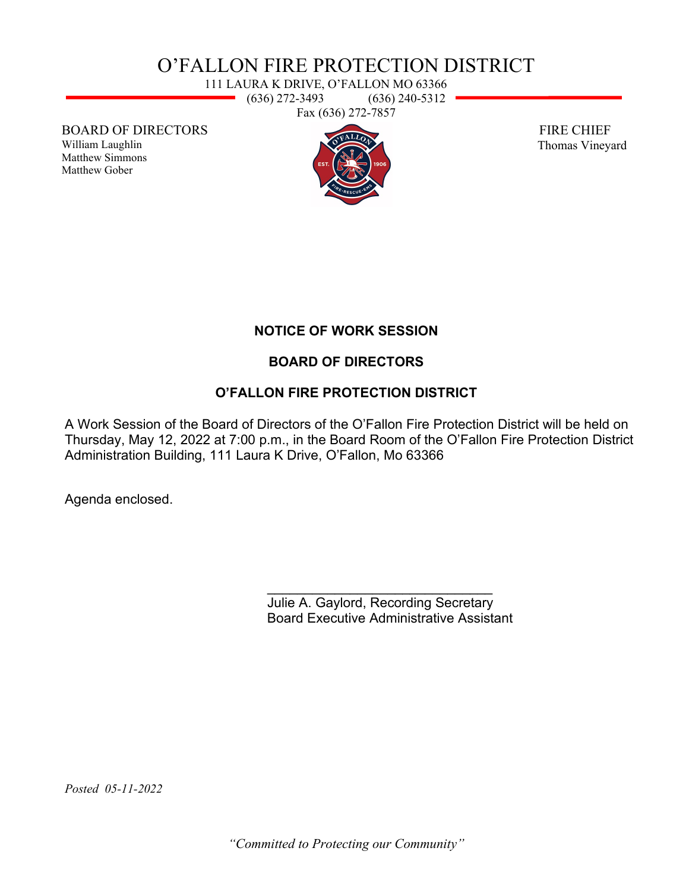# O'FALLON FIRE PROTECTION DISTRICT

111 LAURA K DRIVE, O'FALLON MO 63366
(636) 272-3493 (636) 240-5312
Fax (636) 272-7857

BOARD OF DIRECTORS
William Laughlin
Matthew Simmons
Matthew Gober

FIRE CHIEF
Thomas Vineyard

**NOTICE OF WORK SESSION**

**BOARD OF DIRECTORS**

**O'FALLON FIRE PROTECTION DISTRICT**

A Work Session of the Board of Directors of the O'Fallon Fire Protection District will be held on Thursday, May 12, 2022 at 7:00 p.m., in the Board Room of the O'Fallon Fire Protection District Administration Building, 111 Laura K Drive, O'Fallon, Mo 63366

Agenda enclosed.

\_\_\_\_\_\_\_\_\_\_\_\_\_\_\_\_\_\_\_\_\_\_\_\_\_\_\_\_\_\_\_\_
Julie A. Gaylord, Recording Secretary
Board Executive Administrative Assistant

*Posted 05-11-2022*

*"Committed to Protecting our Community"*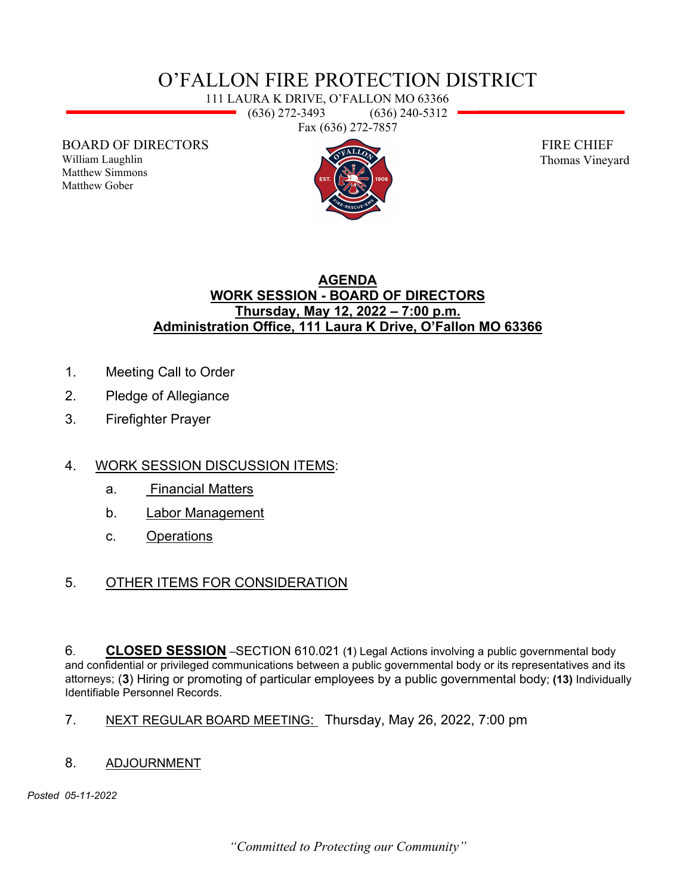# O'FALLON FIRE PROTECTION DISTRICT

111 LAURA K DRIVE, O'FALLON MO 63366
(636) 272-3493 (636) 240-5312
Fax (636) 272-7857

BOARD OF DIRECTORS
William Laughlin
Matthew Simmons
Matthew Gober

FIRE CHIEF
Thomas Vineyard

## AGENDA
## WORK SESSION - BOARD OF DIRECTORS
## Thursday, May 12, 2022 – 7:00 p.m.
## Administration Office, 111 Laura K Drive, O'Fallon MO 63366

1. Meeting Call to Order
2. Pledge of Allegiance
3. Firefighter Prayer

4. WORK SESSION DISCUSSION ITEMS:
   a. Financial Matters
   b. Labor Management
   c. Operations

5. OTHER ITEMS FOR CONSIDERATION

6. **CLOSED SESSION** –SECTION 610.021 (**1**) Legal Actions involving a public governmental body and confidential or privileged communications between a public governmental body or its representatives and its attorneys; (**3**) Hiring or promoting of particular employees by a public governmental body; **(13)** Individually Identifiable Personnel Records.

7. NEXT REGULAR BOARD MEETING: Thursday, May 26, 2022, 7:00 pm

8. ADJOURNMENT

*Posted 05-11-2022*

*"Committed to Protecting our Community"*